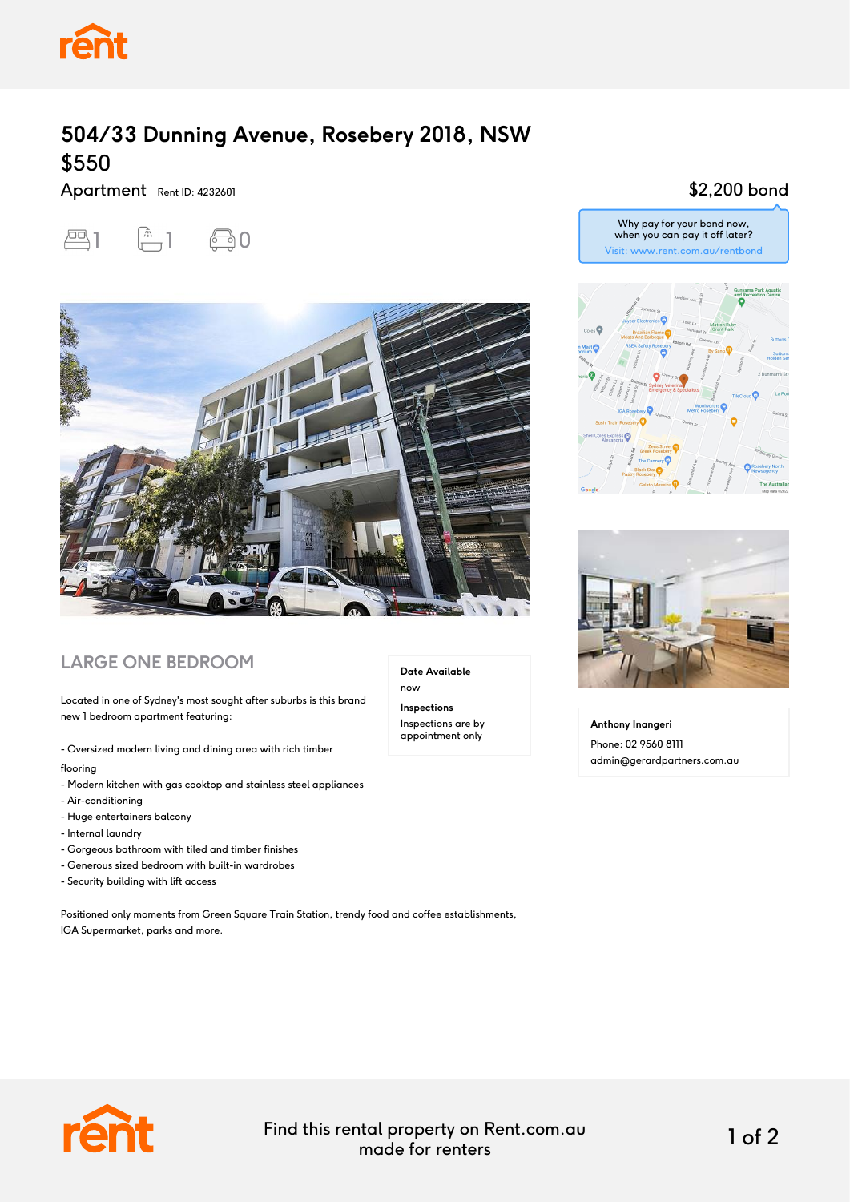# 504/33 Dunning Avenue, Rosebery 2018, NSW

## $550

Apartment Rent ID: 4232601

1 1 0

$2,200 bond

Why pay for your bond now, when you can pay it off later?
Visit: www.rent.com.au/rentbond

## LARGE ONE BEDROOM

Located in one of Sydney's most sought after suburbs is this brand new 1 bedroom apartment featuring:

- Oversized modern living and dining area with rich timber flooring
- Modern kitchen with gas cooktop and stainless steel appliances
- Air-conditioning
- Huge entertainers balcony
- Internal laundry
- Gorgeous bathroom with tiled and timber finishes
- Generous sized bedroom with built-in wardrobes
- Security building with lift access

Positioned only moments from Green Square Train Station, trendy food and coffee establishments, IGA Supermarket, parks and more.

**Date Available**
now

**Inspections**
Inspections are by appointment only

**Anthony Inangeri**
Phone: 02 9560 8111
admin@gerardpartners.com.au

Find this rental property on Rent.com.au made for renters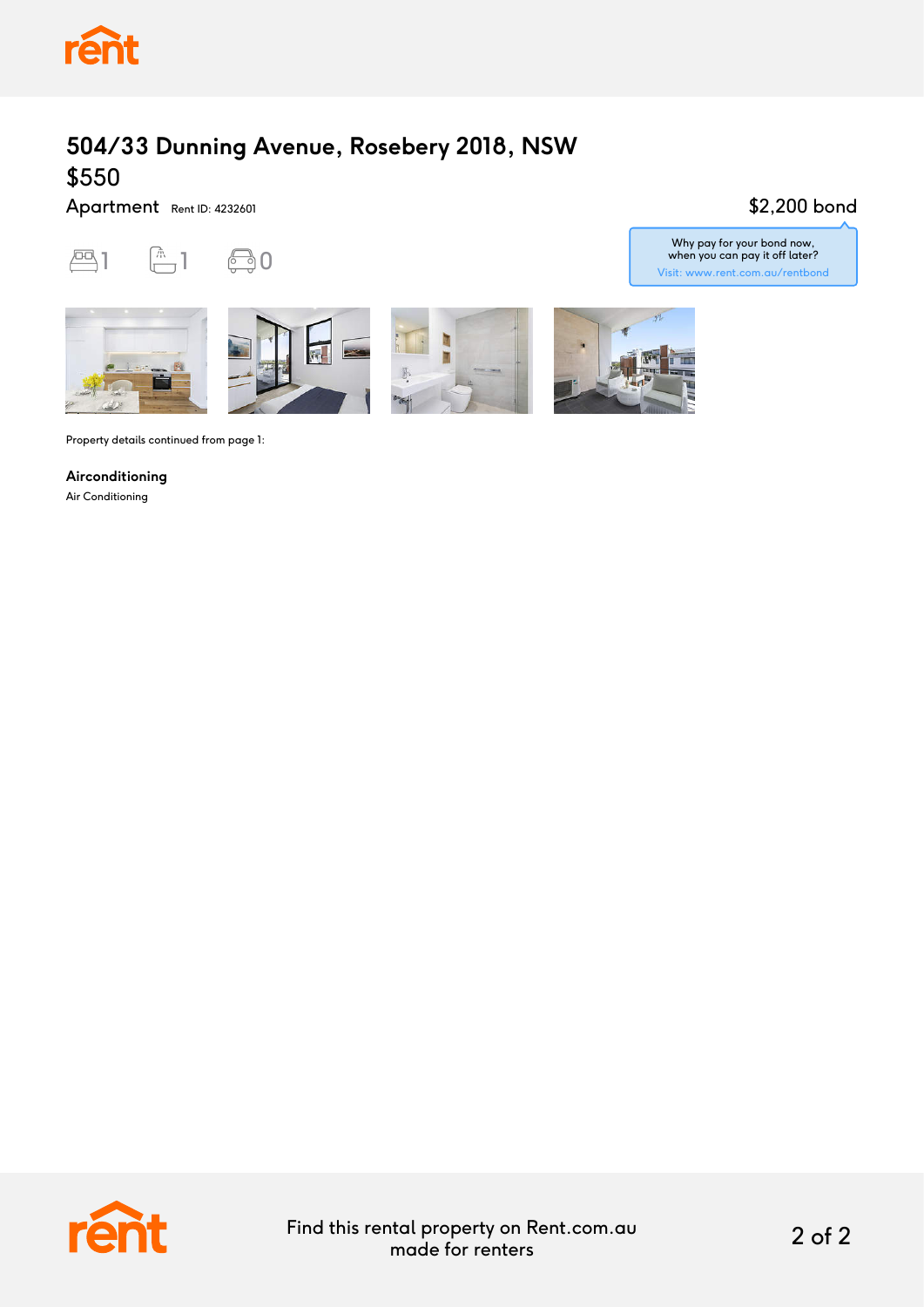# 504/33 Dunning Avenue, Rosebery 2018, NSW

$550

Apartment Rent ID: 4232601

$2,200 bond

Why pay for your bond now, when you can pay it off later?
Visit: www.rent.com.au/rentbond

1 1 0

Property details continued from page 1:

**Airconditioning**

Air Conditioning

Find this rental property on Rent.com.au made for renters